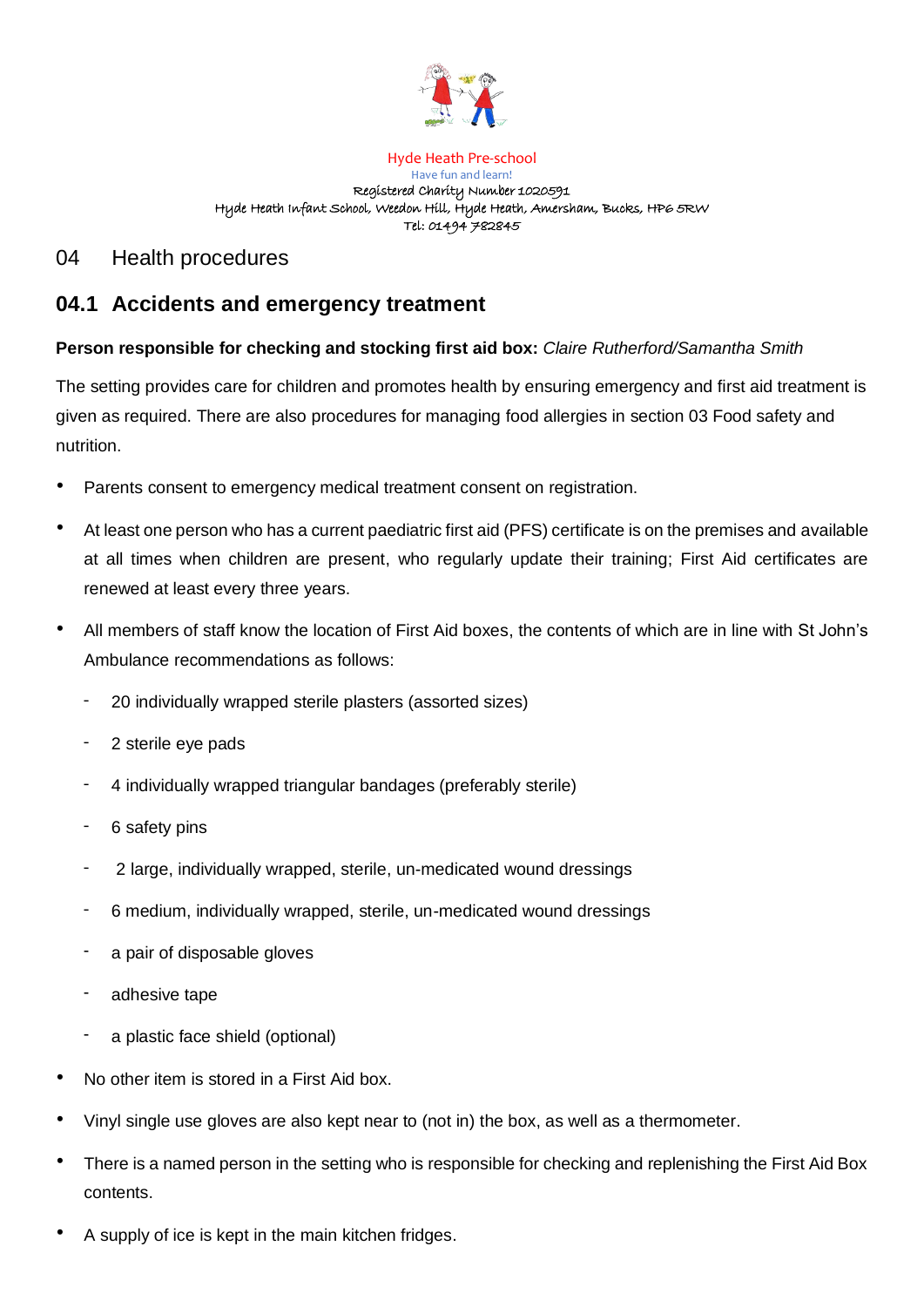Hyde Heath Pre-school
Have fun and learn!
Registered Charity Number 1020591
Hyde Heath Infant School, Weedon Hill, Hyde Heath, Amersham, Bucks, HP6 5RW
Tel: 01494 782845

# 04 Health procedures

## 04.1 Accidents and emergency treatment

**Person responsible for checking and stocking first aid box:** *Claire Rutherford/Samantha Smith*

The setting provides care for children and promotes health by ensuring emergency and first aid treatment is given as required. There are also procedures for managing food allergies in section 03 Food safety and nutrition.

- Parents consent to emergency medical treatment consent on registration.
- At least one person who has a current paediatric first aid (PFS) certificate is on the premises and available at all times when children are present, who regularly update their training; First Aid certificates are renewed at least every three years.
- All members of staff know the location of First Aid boxes, the contents of which are in line with St John's Ambulance recommendations as follows:
  - 20 individually wrapped sterile plasters (assorted sizes)
  - 2 sterile eye pads
  - 4 individually wrapped triangular bandages (preferably sterile)
  - 6 safety pins
  - 2 large, individually wrapped, sterile, un-medicated wound dressings
  - 6 medium, individually wrapped, sterile, un-medicated wound dressings
  - a pair of disposable gloves
  - adhesive tape
  - a plastic face shield (optional)
- No other item is stored in a First Aid box.
- Vinyl single use gloves are also kept near to (not in) the box, as well as a thermometer.
- There is a named person in the setting who is responsible for checking and replenishing the First Aid Box contents.
- A supply of ice is kept in the main kitchen fridges.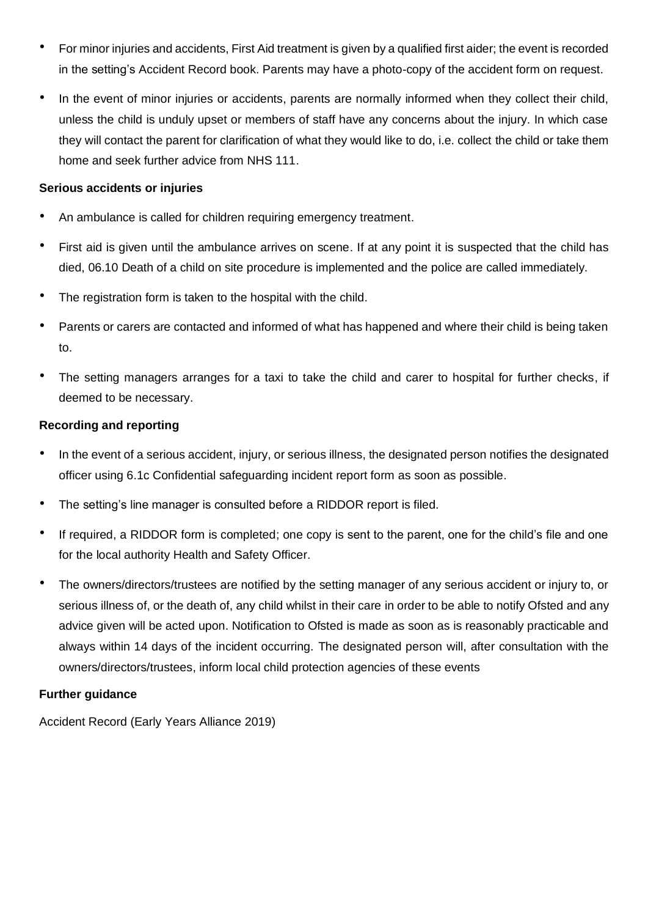- For minor injuries and accidents, First Aid treatment is given by a qualified first aider; the event is recorded in the setting's Accident Record book. Parents may have a photo-copy of the accident form on request.
- In the event of minor injuries or accidents, parents are normally informed when they collect their child, unless the child is unduly upset or members of staff have any concerns about the injury. In which case they will contact the parent for clarification of what they would like to do, i.e. collect the child or take them home and seek further advice from NHS 111.

**Serious accidents or injuries**

- An ambulance is called for children requiring emergency treatment.
- First aid is given until the ambulance arrives on scene. If at any point it is suspected that the child has died, 06.10 Death of a child on site procedure is implemented and the police are called immediately.
- The registration form is taken to the hospital with the child.
- Parents or carers are contacted and informed of what has happened and where their child is being taken to.
- The setting managers arranges for a taxi to take the child and carer to hospital for further checks, if deemed to be necessary.

**Recording and reporting**

- In the event of a serious accident, injury, or serious illness, the designated person notifies the designated officer using 6.1c Confidential safeguarding incident report form as soon as possible.
- The setting's line manager is consulted before a RIDDOR report is filed.
- If required, a RIDDOR form is completed; one copy is sent to the parent, one for the child's file and one for the local authority Health and Safety Officer.
- The owners/directors/trustees are notified by the setting manager of any serious accident or injury to, or serious illness of, or the death of, any child whilst in their care in order to be able to notify Ofsted and any advice given will be acted upon. Notification to Ofsted is made as soon as is reasonably practicable and always within 14 days of the incident occurring. The designated person will, after consultation with the owners/directors/trustees, inform local child protection agencies of these events

**Further guidance**

Accident Record (Early Years Alliance 2019)